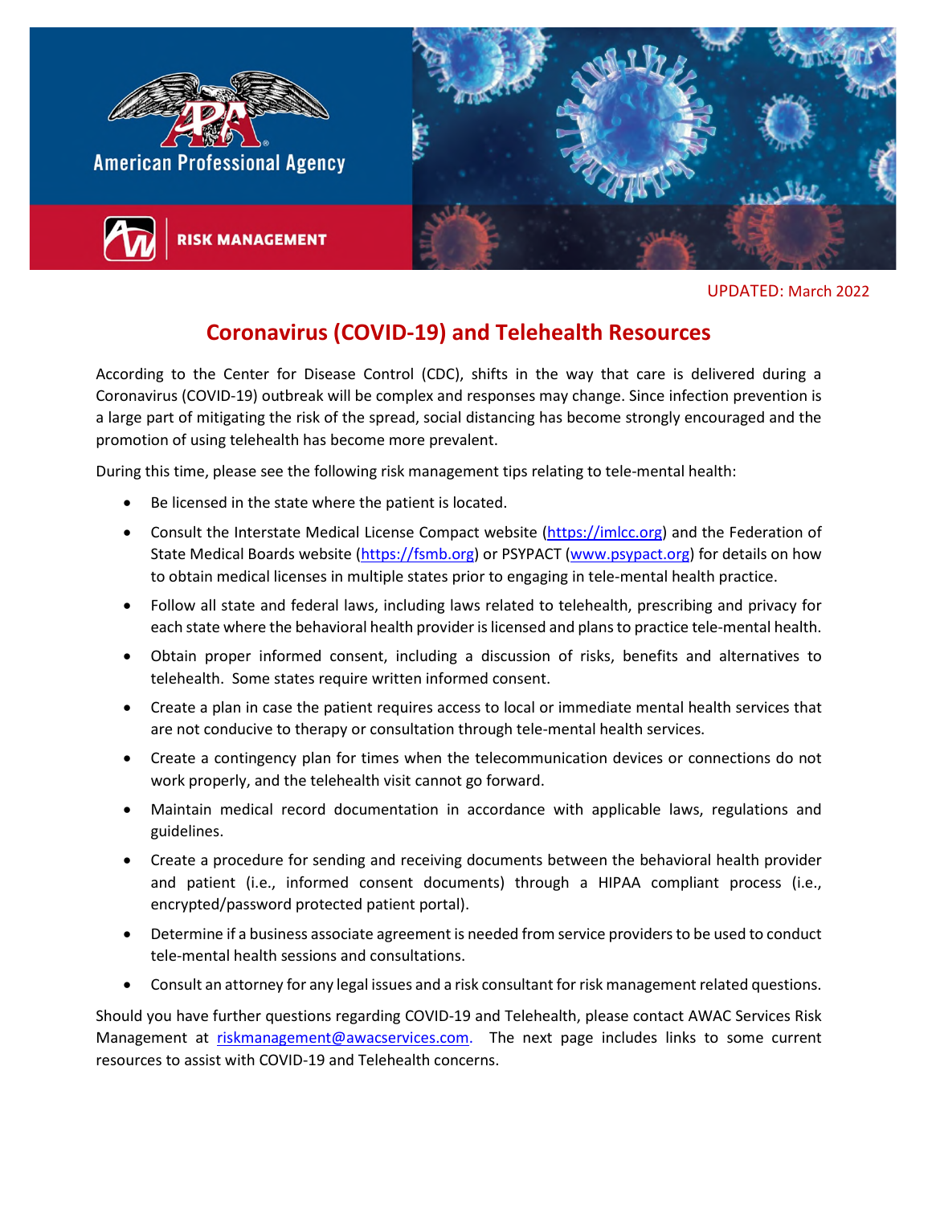American Professional Agency

RISK MANAGEMENT

UPDATED: March 2022

# Coronavirus (COVID-19) and Telehealth Resources

According to the Center for Disease Control (CDC), shifts in the way that care is delivered during a Coronavirus (COVID-19) outbreak will be complex and responses may change. Since infection prevention is a large part of mitigating the risk of the spread, social distancing has become strongly encouraged and the promotion of using telehealth has become more prevalent.

During this time, please see the following risk management tips relating to tele-mental health:

- Be licensed in the state where the patient is located.
- Consult the Interstate Medical License Compact website (https://imlcc.org) and the Federation of State Medical Boards website (https://fsmb.org) or PSYPACT (www.psypact.org) for details on how to obtain medical licenses in multiple states prior to engaging in tele-mental health practice.
- Follow all state and federal laws, including laws related to telehealth, prescribing and privacy for each state where the behavioral health provider is licensed and plans to practice tele-mental health.
- Obtain proper informed consent, including a discussion of risks, benefits and alternatives to telehealth. Some states require written informed consent.
- Create a plan in case the patient requires access to local or immediate mental health services that are not conducive to therapy or consultation through tele-mental health services.
- Create a contingency plan for times when the telecommunication devices or connections do not work properly, and the telehealth visit cannot go forward.
- Maintain medical record documentation in accordance with applicable laws, regulations and guidelines.
- Create a procedure for sending and receiving documents between the behavioral health provider and patient (i.e., informed consent documents) through a HIPAA compliant process (i.e., encrypted/password protected patient portal).
- Determine if a business associate agreement is needed from service providers to be used to conduct tele-mental health sessions and consultations.
- Consult an attorney for any legal issues and a risk consultant for risk management related questions.

Should you have further questions regarding COVID-19 and Telehealth, please contact AWAC Services Risk Management at riskmanagement@awacservices.com. The next page includes links to some current resources to assist with COVID-19 and Telehealth concerns.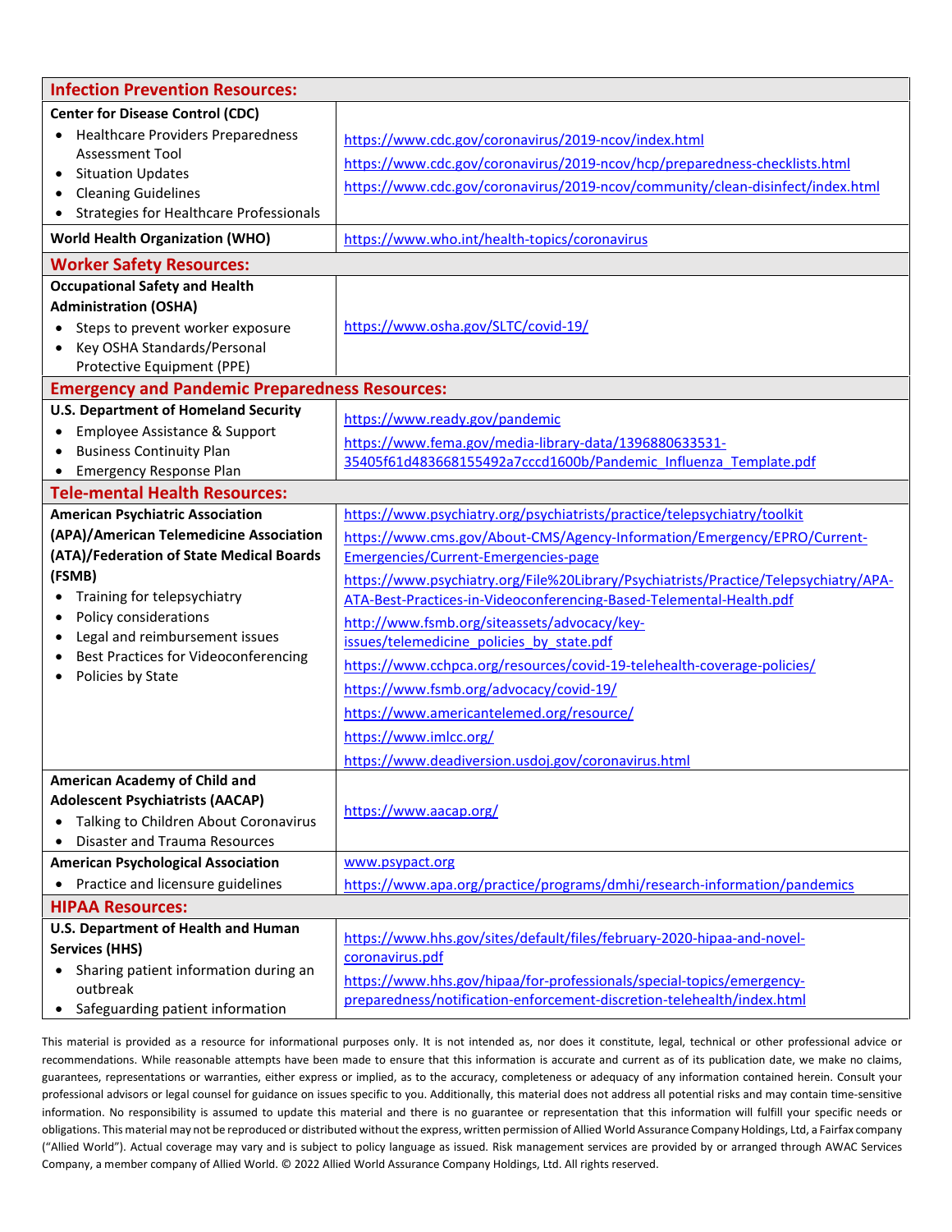| | |
|---|---|
| **Infection Prevention Resources:** | |
| **Center for Disease Control (CDC)**<br>• Healthcare Providers Preparedness Assessment Tool<br>• Situation Updates<br>• Cleaning Guidelines<br>• Strategies for Healthcare Professionals | https://www.cdc.gov/coronavirus/2019-ncov/index.html<br>https://www.cdc.gov/coronavirus/2019-ncov/hcp/preparedness-checklists.html<br>https://www.cdc.gov/coronavirus/2019-ncov/community/clean-disinfect/index.html |
| **World Health Organization (WHO)** | https://www.who.int/health-topics/coronavirus |
| **Worker Safety Resources:** | |
| **Occupational Safety and Health Administration (OSHA)**<br>• Steps to prevent worker exposure<br>• Key OSHA Standards/Personal Protective Equipment (PPE) | https://www.osha.gov/SLTC/covid-19/ |
| **Emergency and Pandemic Preparedness Resources:** | |
| **U.S. Department of Homeland Security**<br>• Employee Assistance & Support<br>• Business Continuity Plan<br>• Emergency Response Plan | https://www.ready.gov/pandemic<br>https://www.fema.gov/media-library-data/1396880633531-35405f61d483668155492a7cccd1600b/Pandemic_Influenza_Template.pdf |
| **Tele-mental Health Resources:** | |
| **American Psychiatric Association (APA)/American Telemedicine Association (ATA)/Federation of State Medical Boards (FSMB)**<br>• Training for telepsychiatry<br>• Policy considerations<br>• Legal and reimbursement issues<br>• Best Practices for Videoconferencing<br>• Policies by State | https://www.psychiatry.org/psychiatrists/practice/telepsychiatry/toolkit<br>https://www.cms.gov/About-CMS/Agency-Information/Emergency/EPRO/Current-Emergencies/Current-Emergencies-page<br>https://www.psychiatry.org/File%20Library/Psychiatrists/Practice/Telepsychiatry/APA-ATA-Best-Practices-in-Videoconferencing-Based-Telemental-Health.pdf<br>http://www.fsmb.org/siteassets/advocacy/key-issues/telemedicine_policies_by_state.pdf<br>https://www.cchpca.org/resources/covid-19-telehealth-coverage-policies/<br>https://www.fsmb.org/advocacy/covid-19/<br>https://www.americantelemed.org/resource/<br>https://www.imlcc.org/<br>https://www.deadiversion.usdoj.gov/coronavirus.html |
| **American Academy of Child and Adolescent Psychiatrists (AACAP)**<br>• Talking to Children About Coronavirus<br>• Disaster and Trauma Resources | https://www.aacap.org/ |
| **American Psychological Association**<br>• Practice and licensure guidelines | www.psypact.org<br>https://www.apa.org/practice/programs/dmhi/research-information/pandemics |
| **HIPAA Resources:** | |
| **U.S. Department of Health and Human Services (HHS)**<br>• Sharing patient information during an outbreak<br>• Safeguarding patient information | https://www.hhs.gov/sites/default/files/february-2020-hipaa-and-novel-coronavirus.pdf<br>https://www.hhs.gov/hipaa/for-professionals/special-topics/emergency-preparedness/notification-enforcement-discretion-telehealth/index.html |

This material is provided as a resource for informational purposes only. It is not intended as, nor does it constitute, legal, technical or other professional advice or recommendations. While reasonable attempts have been made to ensure that this information is accurate and current as of its publication date, we make no claims, guarantees, representations or warranties, either express or implied, as to the accuracy, completeness or adequacy of any information contained herein. Consult your professional advisors or legal counsel for guidance on issues specific to you. Additionally, this material does not address all potential risks and may contain time-sensitive information. No responsibility is assumed to update this material and there is no guarantee or representation that this information will fulfill your specific needs or obligations. This material may not be reproduced or distributed without the express, written permission of Allied World Assurance Company Holdings, Ltd, a Fairfax company ("Allied World"). Actual coverage may vary and is subject to policy language as issued. Risk management services are provided by or arranged through AWAC Services Company, a member company of Allied World. © 2022 Allied World Assurance Company Holdings, Ltd. All rights reserved.